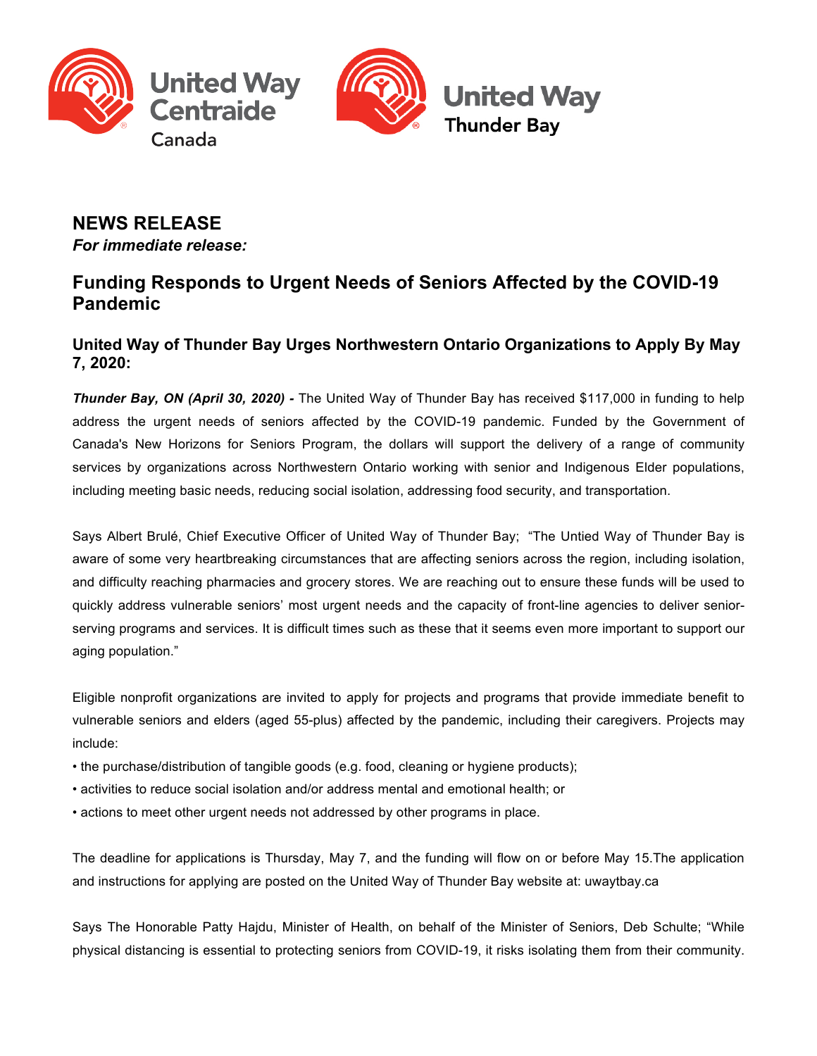United Way Centraide Canada

United Way Thunder Bay

**NEWS RELEASE**
***For immediate release:***

## Funding Responds to Urgent Needs of Seniors Affected by the COVID-19 Pandemic

### United Way of Thunder Bay Urges Northwestern Ontario Organizations to Apply By May 7, 2020:

***Thunder Bay, ON (April 30, 2020) -*** The United Way of Thunder Bay has received $117,000 in funding to help address the urgent needs of seniors affected by the COVID-19 pandemic. Funded by the Government of Canada's New Horizons for Seniors Program, the dollars will support the delivery of a range of community services by organizations across Northwestern Ontario working with senior and Indigenous Elder populations, including meeting basic needs, reducing social isolation, addressing food security, and transportation.

Says Albert Brulé, Chief Executive Officer of United Way of Thunder Bay; "The Untied Way of Thunder Bay is aware of some very heartbreaking circumstances that are affecting seniors across the region, including isolation, and difficulty reaching pharmacies and grocery stores. We are reaching out to ensure these funds will be used to quickly address vulnerable seniors' most urgent needs and the capacity of front-line agencies to deliver senior-serving programs and services. It is difficult times such as these that it seems even more important to support our aging population."

Eligible nonprofit organizations are invited to apply for projects and programs that provide immediate benefit to vulnerable seniors and elders (aged 55-plus) affected by the pandemic, including their caregivers. Projects may include:

- the purchase/distribution of tangible goods (e.g. food, cleaning or hygiene products);
- activities to reduce social isolation and/or address mental and emotional health; or
- actions to meet other urgent needs not addressed by other programs in place.

The deadline for applications is Thursday, May 7, and the funding will flow on or before May 15.The application and instructions for applying are posted on the United Way of Thunder Bay website at: uwaytbay.ca

Says The Honorable Patty Hajdu, Minister of Health, on behalf of the Minister of Seniors, Deb Schulte; "While physical distancing is essential to protecting seniors from COVID-19, it risks isolating them from their community.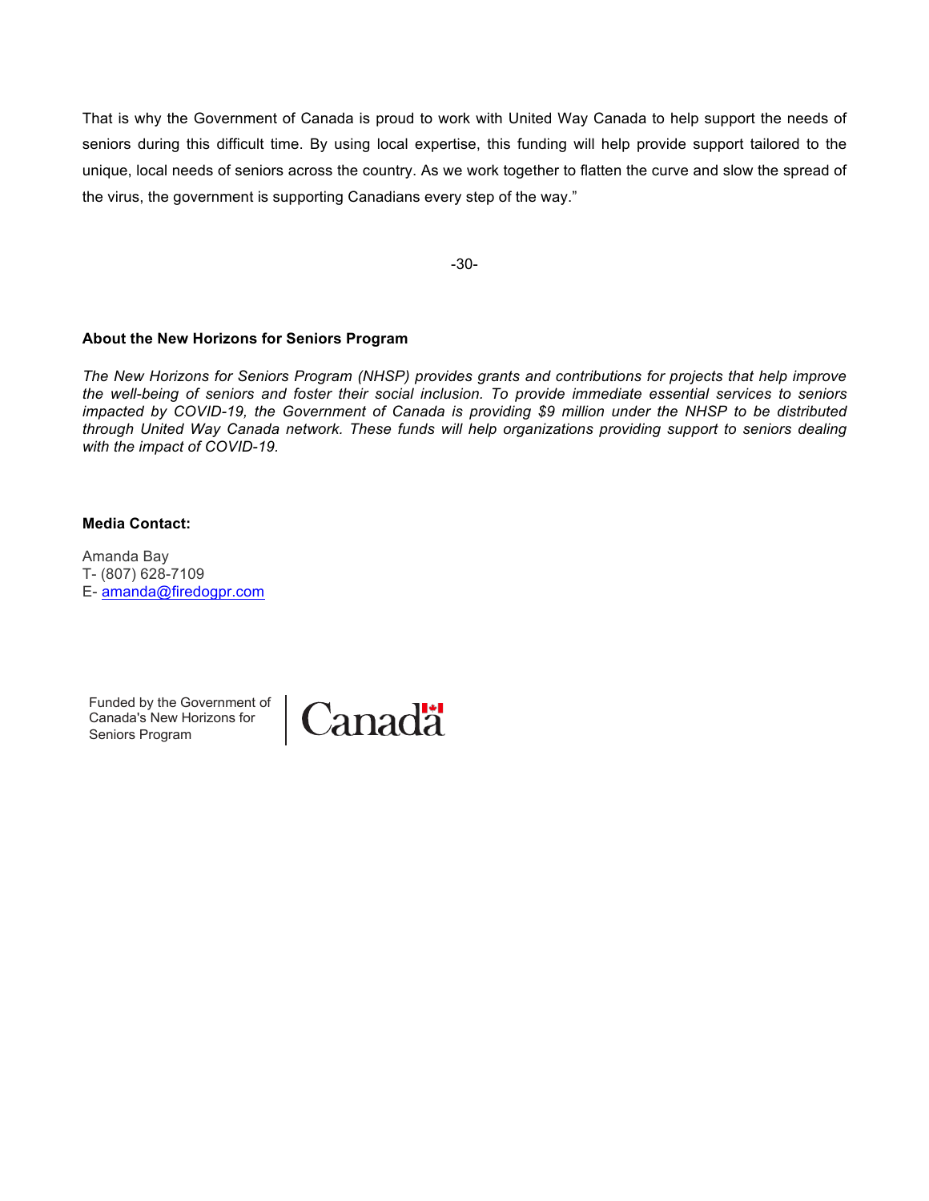That is why the Government of Canada is proud to work with United Way Canada to help support the needs of seniors during this difficult time. By using local expertise, this funding will help provide support tailored to the unique, local needs of seniors across the country. As we work together to flatten the curve and slow the spread of the virus, the government is supporting Canadians every step of the way."

-30-

**About the New Horizons for Seniors Program**

*The New Horizons for Seniors Program (NHSP) provides grants and contributions for projects that help improve the well-being of seniors and foster their social inclusion. To provide immediate essential services to seniors impacted by COVID-19, the Government of Canada is providing $9 million under the NHSP to be distributed through United Way Canada network. These funds will help organizations providing support to seniors dealing with the impact of COVID-19.*

**Media Contact:**

Amanda Bay
T- (807) 628-7109
E- amanda@firedogpr.com

Funded by the Government of Canada's New Horizons for Seniors Program | Canada